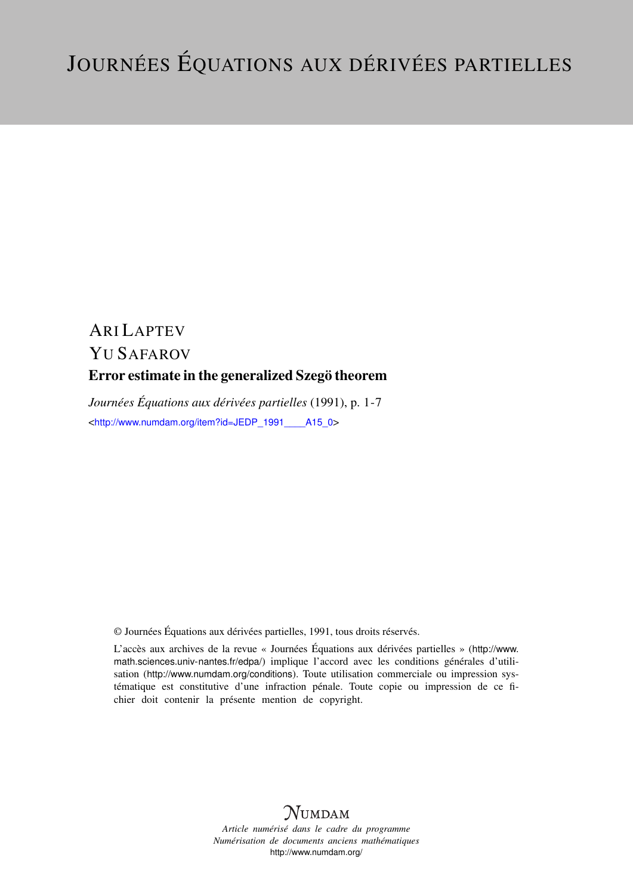# Journées Équations aux dérivées partielles

Ari Laptev

Yu Safarov

**Error estimate in the generalized Szegö theorem**

*Journées Équations aux dérivées partielles* (1991), p. 1-7

<http://www.numdam.org/item?id=JEDP_1991____A15_0>

© Journées Équations aux dérivées partielles, 1991, tous droits réservés.

L'accès aux archives de la revue « Journées Équations aux dérivées partielles » (http://www.math.sciences.univ-nantes.fr/edpa/) implique l'accord avec les conditions générales d'utilisation (http://www.numdam.org/conditions). Toute utilisation commerciale ou impression systématique est constitutive d'une infraction pénale. Toute copie ou impression de ce fichier doit contenir la présente mention de copyright.

*Article numérisé dans le cadre du programme*
*Numérisation de documents anciens mathématiques*
http://www.numdam.org/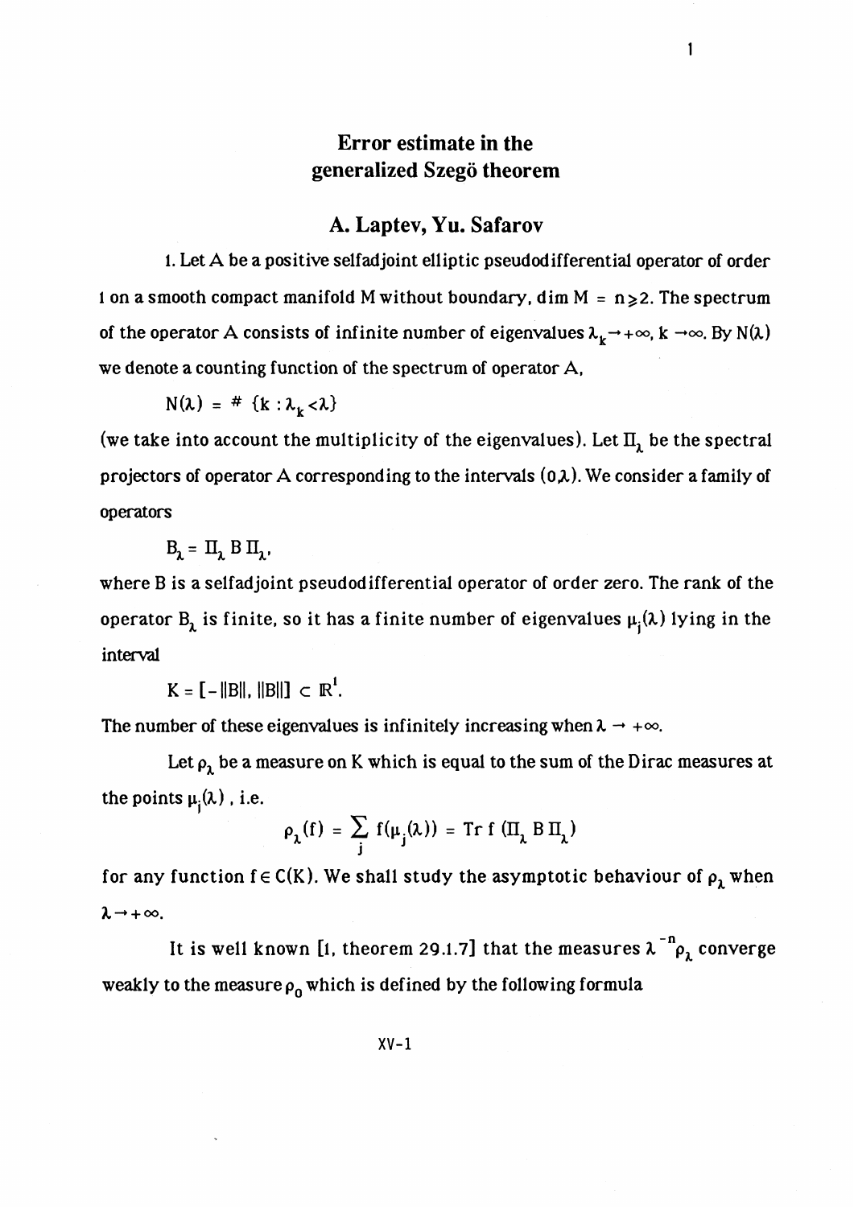# Error estimate in the generalized Szegö theorem

## A. Laptev, Yu. Safarov

1. Let A be a positive selfadjoint elliptic pseudodifferential operator of order 1 on a smooth compact manifold M without boundary, $\dim M = n \geq 2$. The spectrum of the operator A consists of infinite number of eigenvalues $\lambda_k \to +\infty$, $k \to \infty$. By $N(\lambda)$ we denote a counting function of the spectrum of operator A,

$$N(\lambda) = \# \{k : \lambda_k < \lambda\}$$

(we take into account the multiplicity of the eigenvalues). Let $\Pi_\lambda$ be the spectral projectors of operator A corresponding to the intervals $(0,\lambda)$. We consider a family of operators

$$B_\lambda = \Pi_\lambda B \Pi_\lambda,$$

where B is a selfadjoint pseudodifferential operator of order zero. The rank of the operator $B_\lambda$ is finite, so it has a finite number of eigenvalues $\mu_j(\lambda)$ lying in the interval

$$K = [-\|B\|, \|B\|] \subset \mathbb{R}^1.$$

The number of these eigenvalues is infinitely increasing when $\lambda \to +\infty$.

Let $\rho_\lambda$ be a measure on K which is equal to the sum of the Dirac measures at the points $\mu_j(\lambda)$, i.e.

$$\rho_\lambda(f) = \sum_j f(\mu_j(\lambda)) = \operatorname{Tr} f(\Pi_\lambda B \Pi_\lambda)$$

for any function $f \in C(K)$. We shall study the asymptotic behaviour of $\rho_\lambda$ when $\lambda \to +\infty$.

It is well known [1, theorem 29.1.7] that the measures $\lambda^{-n}\rho_\lambda$ converge weakly to the measure $\rho_0$ which is defined by the following formula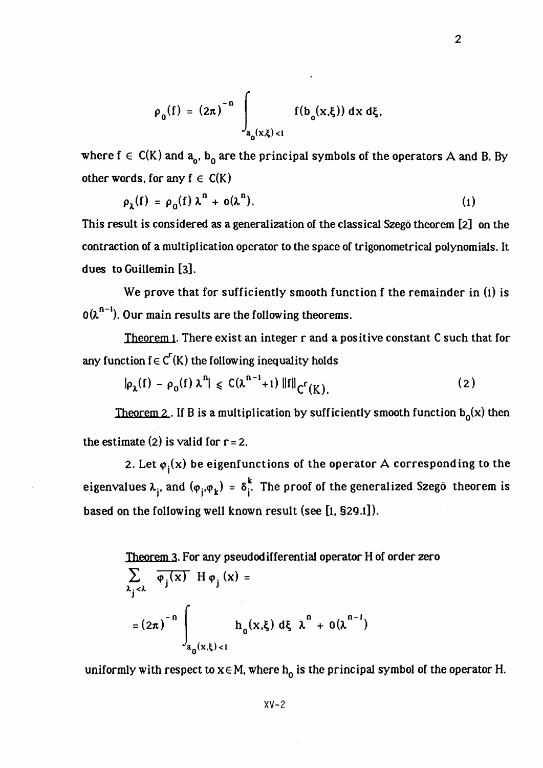$$\rho_0(f) = (2\pi)^{-n} \int_{a_0(x,\xi)<1} f(b_0(x,\xi))\, dx\, d\xi,$$

where $f \in C(K)$ and $a_0$, $b_0$ are the principal symbols of the operators A and B. By other words, for any $f \in C(K)$

$$\rho_\lambda(f) = \rho_0(f)\, \lambda^n + o(\lambda^n). \tag{1}$$

This result is considered as a generalization of the classical Szegö theorem [2] on the contraction of a multiplication operator to the space of trigonometrical polynomials. It dues to Guillemin [3].

We prove that for sufficiently smooth function f the remainder in (1) is $O(\lambda^{n-1})$. Our main results are the following theorems.

Theorem 1. There exist an integer r and a positive constant C such that for any function $f \in C^r(K)$ the following inequality holds

$$|\rho_\lambda(f) - \rho_0(f)\, \lambda^n| \leqslant C(\lambda^{n-1}+1)\, \|f\|_{C^r(K)}. \tag{2}$$

Theorem 2. If B is a multiplication by sufficiently smooth function $b_0(x)$ then the estimate (2) is valid for $r = 2$.

2. Let $\varphi_j(x)$ be eigenfunctions of the operator A corresponding to the eigenvalues $\lambda_j$, and $(\varphi_j, \varphi_k) = \delta_j^k$. The proof of the generalized Szegö theorem is based on the following well known result (see [1, §29.1]).

Theorem 3. For any pseudodifferential operator H of order zero

$$\sum_{\lambda_j<\lambda} \overline{\varphi_j(x)}\; H\varphi_j(x) =$$

$$= (2\pi)^{-n} \int_{a_0(x,\xi)<1} h_0(x,\xi)\, d\xi\;\, \lambda^n + O(\lambda^{n-1})$$

uniformly with respect to $x \in M$, where $h_0$ is the principal symbol of the operator H.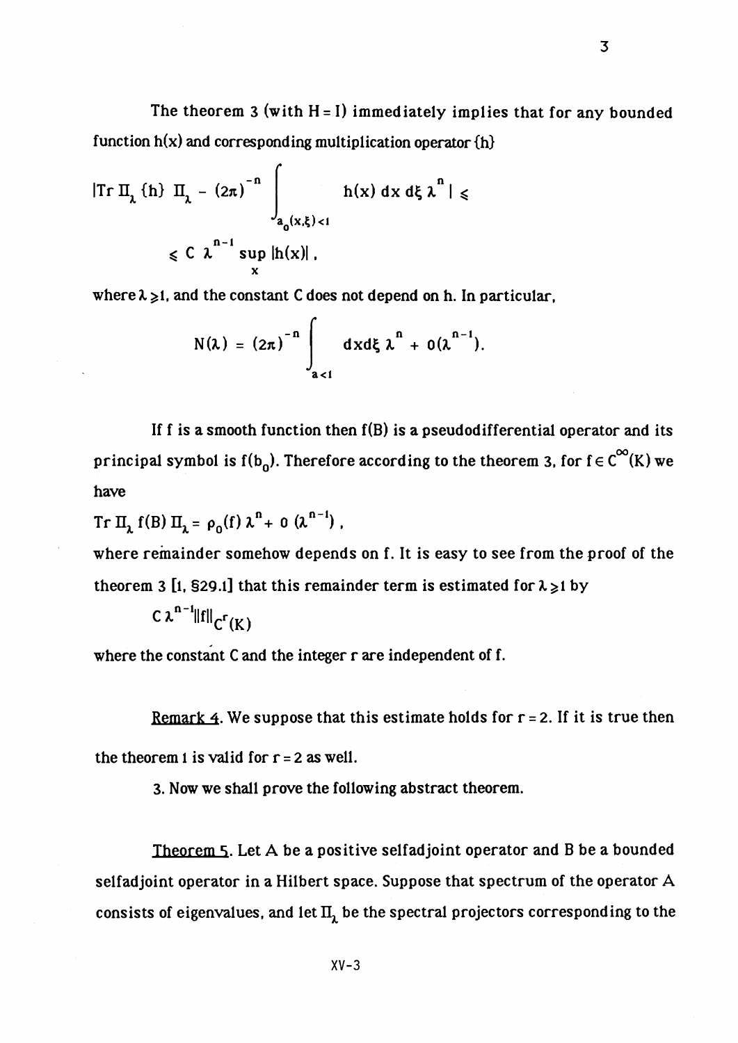The theorem 3 (with $H = I$) immediately implies that for any bounded function $h(x)$ and corresponding multiplication operator $\{h\}$

$$|\mathrm{Tr}\, \Pi_\lambda \{h\}\, \Pi_\lambda - (2\pi)^{-n} \int_{a_0(x,\xi)<1} h(x)\, dx\, d\xi\, \lambda^n| \leqslant$$

$$\leqslant C\, \lambda^{n-1} \sup_x |h(x)|,$$

where $\lambda \geqslant 1$, and the constant C does not depend on h. In particular,

$$N(\lambda) = (2\pi)^{-n} \int_{a<1} dx d\xi\, \lambda^n + 0(\lambda^{n-1}).$$

If f is a smooth function then $f(B)$ is a pseudodifferential operator and its principal symbol is $f(b_0)$. Therefore according to the theorem 3, for $f \in C^\infty(K)$ we have

$\mathrm{Tr}\, \Pi_\lambda\, f(B)\, \Pi_\lambda = \rho_0(f)\, \lambda^n + 0\, (\lambda^{n-1})$,

where remainder somehow depends on f. It is easy to see from the proof of the theorem 3 [1, §29.1] that this remainder term is estimated for $\lambda \geqslant 1$ by

$C\, \lambda^{n-1} \|f\|_{C^r(K)}$

where the constant C and the integer r are independent of f.

Remark 4. We suppose that this estimate holds for $r = 2$. If it is true then the theorem 1 is valid for $r = 2$ as well.

3. Now we shall prove the following abstract theorem.

Theorem 5. Let A be a positive selfadjoint operator and B be a bounded selfadjoint operator in a Hilbert space. Suppose that spectrum of the operator A consists of eigenvalues, and let $\Pi_\lambda$ be the spectral projectors corresponding to the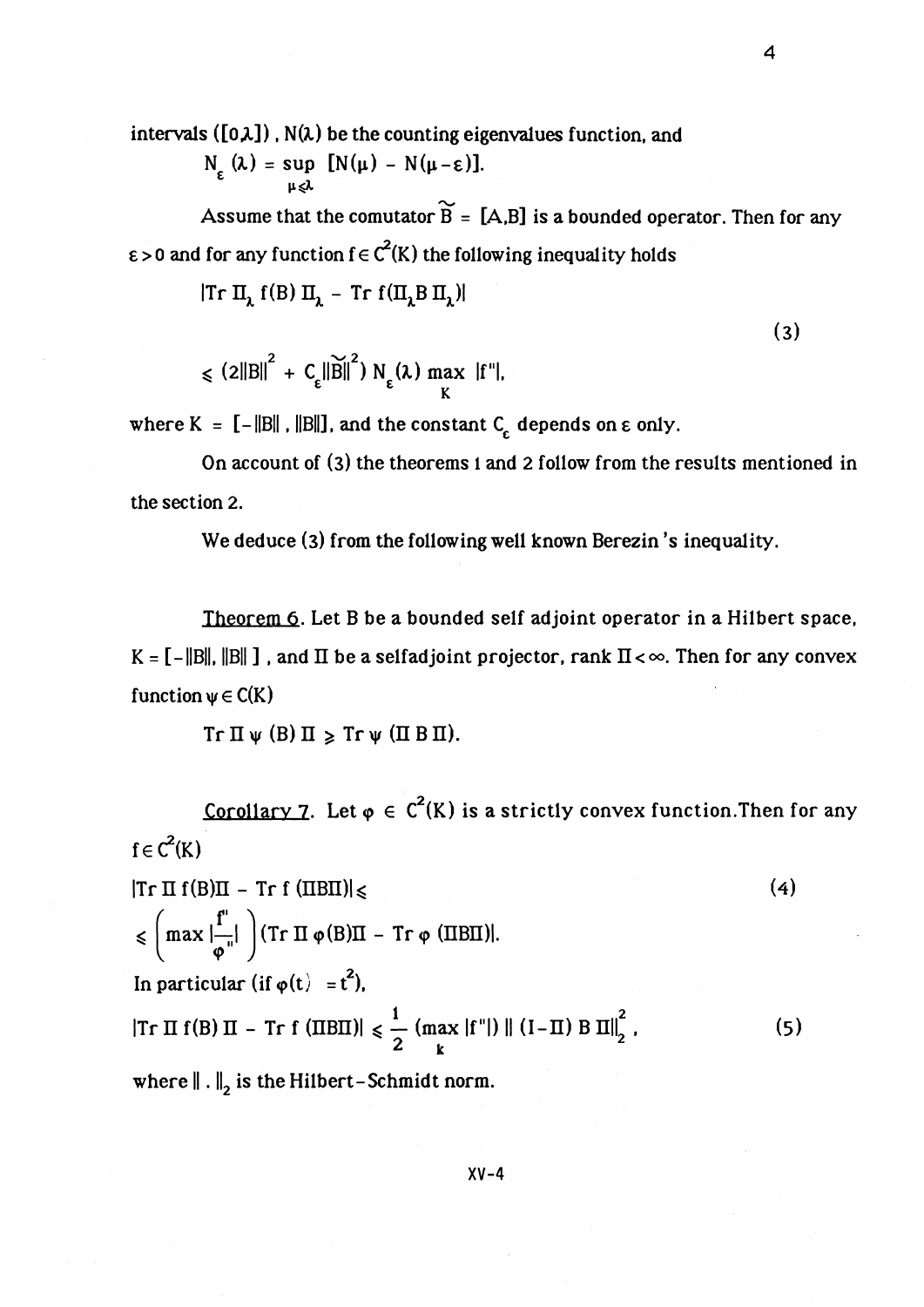intervals ($[0,\lambda]$), $N(\lambda)$ be the counting eigenvalues function, and

$$N_\varepsilon(\lambda) = \sup_{\mu \leqslant \lambda} [N(\mu) - N(\mu - \varepsilon)].$$

Assume that the comutator $\widetilde{B} = [A,B]$ is a bounded operator. Then for any $\varepsilon > 0$ and for any function $f \in C^2(K)$ the following inequality holds

$$|\mathrm{Tr}\, \Pi_\lambda f(B) \Pi_\lambda - \mathrm{Tr}\, f(\Pi_\lambda B \Pi_\lambda)| \leqslant (2\|B\|^2 + C_\varepsilon \|\widetilde{B}\|^2) N_\varepsilon(\lambda) \max_K |f''|, \tag{3}$$

where $K = [-\|B\|, \|B\|]$, and the constant $C_\varepsilon$ depends on $\varepsilon$ only.

On account of (3) the theorems 1 and 2 follow from the results mentioned in the section 2.

We deduce (3) from the following well known Berezin's inequality.

<u>Theorem 6</u>. Let $B$ be a bounded self adjoint operator in a Hilbert space, $K = [-\|B\|, \|B\|]$, and $\Pi$ be a selfadjoint projector, rank $\Pi < \infty$. Then for any convex function $\psi \in C(K)$

$$\mathrm{Tr}\, \Pi \psi(B) \Pi \geqslant \mathrm{Tr}\, \psi(\Pi B \Pi).$$

<u>Corollary 7</u>. Let $\varphi \in C^2(K)$ is a strictly convex function. Then for any $f \in C^2(K)$

$$|\mathrm{Tr}\, \Pi f(B) \Pi - \mathrm{Tr}\, f(\Pi B \Pi)| \leqslant \left( \max \left| \frac{f''}{\varphi''} \right| \right) (\mathrm{Tr}\, \Pi \varphi(B) \Pi - \mathrm{Tr}\, \varphi(\Pi B \Pi)|. \tag{4}$$

In particular (if $\varphi(t) = t^2$),

$$|\mathrm{Tr}\, \Pi f(B) \Pi - \mathrm{Tr}\, f(\Pi B \Pi)| \leqslant \frac{1}{2} (\max_k |f''|) \, \|(I - \Pi) B \Pi\|_2^2, \tag{5}$$

where $\|\cdot\|_2$ is the Hilbert-Schmidt norm.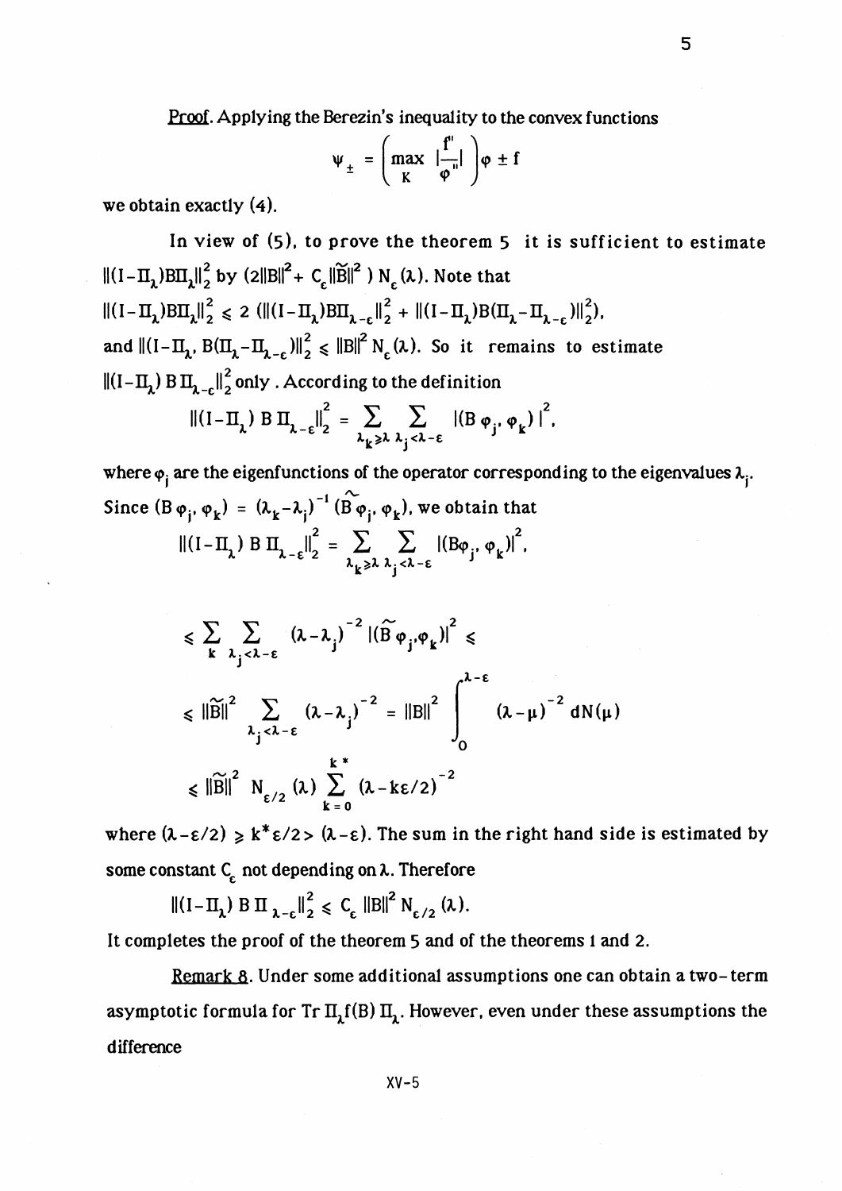<u>Proof</u>. Applying the Berezin's inequality to the convex functions

$$\psi_{\pm} = \left( \max_{K} \left| \frac{f''}{\varphi''} \right| \right) \varphi \pm f$$

we obtain exactly (4).

In view of (5), to prove the theorem 5 it is sufficient to estimate $\|(I-\Pi_\lambda)B\Pi_\lambda\|_2^2$ by $(2\|B\|^2 + C_\varepsilon \|\widetilde{B}\|^2)\, N_\varepsilon(\lambda)$. Note that $\|(I-\Pi_\lambda)B\Pi_\lambda\|_2^2 \leqslant 2\,(\|(I-\Pi_\lambda)B\Pi_{\lambda-\varepsilon}\|_2^2 + \|(I-\Pi_\lambda)B(\Pi_\lambda - \Pi_{\lambda-\varepsilon})\|_2^2)$, and $\|(I-\Pi_\lambda,\, B(\Pi_\lambda - \Pi_{\lambda-\varepsilon})\|_2^2 \leqslant \|B\|^2 N_\varepsilon(\lambda)$. So it remains to estimate $\|(I-\Pi_\lambda)\, B\, \Pi_{\lambda-\varepsilon}\|_2^2$ only. According to the definition

$$\|(I-\Pi_\lambda)\, B\, \Pi_{\lambda-\varepsilon}\|_2^2 = \sum_{\lambda_k \geqslant \lambda} \sum_{\lambda_j < \lambda - \varepsilon} |(B\,\varphi_j, \varphi_k)|^2,$$

where $\varphi_j$ are the eigenfunctions of the operator corresponding to the eigenvalues $\lambda_j$. Since $(B\,\varphi_j, \varphi_k) = (\lambda_k - \lambda_j)^{-1} (\widetilde{B}\,\varphi_j, \varphi_k)$, we obtain that

$$\|(I-\Pi_\lambda)\, B\, \Pi_{\lambda-\varepsilon}\|_2^2 = \sum_{\lambda_k \geqslant \lambda} \sum_{\lambda_j < \lambda - \varepsilon} |(B\varphi_j, \varphi_k)|^2,$$

$$\leqslant \sum_{k} \sum_{\lambda_j < \lambda - \varepsilon} (\lambda - \lambda_j)^{-2} |(\widetilde{B}\,\varphi_j, \varphi_k)|^2 \leqslant$$

$$\leqslant \|\widetilde{B}\|^2 \sum_{\lambda_j < \lambda - \varepsilon} (\lambda - \lambda_j)^{-2} = \|B\|^2 \int_0^{\lambda - \varepsilon} (\lambda - \mu)^{-2}\, dN(\mu)$$

$$\leqslant \|\widetilde{B}\|^2\, N_{\varepsilon/2}(\lambda) \sum_{k=0}^{k^*} (\lambda - k\varepsilon/2)^{-2}$$

where $(\lambda - \varepsilon/2) \geqslant k^*\varepsilon/2 > (\lambda - \varepsilon)$. The sum in the right hand side is estimated by some constant $C_\varepsilon$ not depending on $\lambda$. Therefore

$$\|(I-\Pi_\lambda)\, B\, \Pi_{\lambda-\varepsilon}\|_2^2 \leqslant C_\varepsilon\, \|B\|^2\, N_{\varepsilon/2}(\lambda).$$

It completes the proof of the theorem 5 and of the theorems 1 and 2.

<u>Remark 8</u>. Under some additional assumptions one can obtain a two-term asymptotic formula for $\mathrm{Tr}\, \Pi_\lambda f(B)\, \Pi_\lambda$. However, even under these assumptions the difference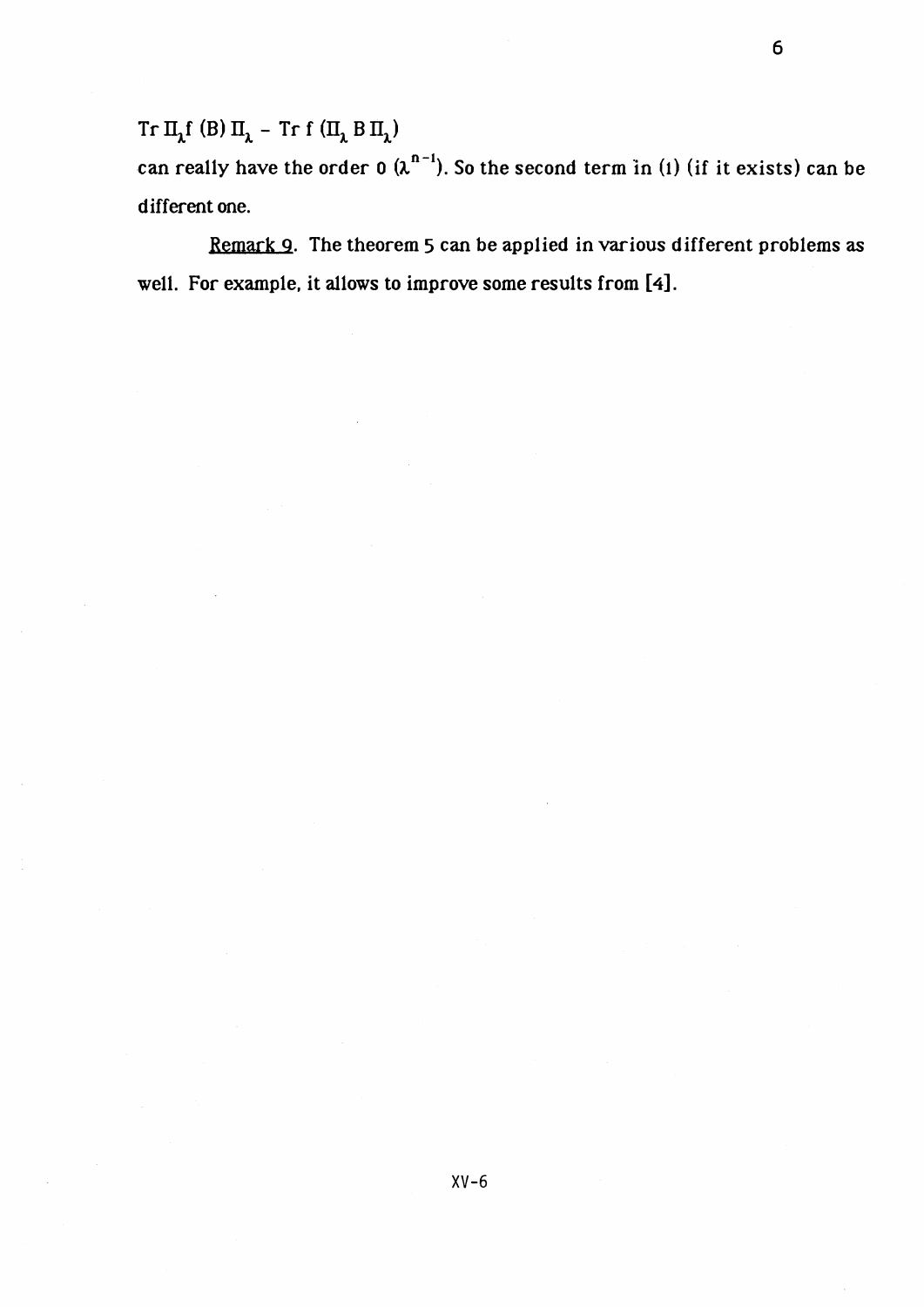$\mathrm{Tr}\, \Pi_\lambda f(B) \Pi_\lambda - \mathrm{Tr}\, f(\Pi_\lambda B \Pi_\lambda)$

can really have the order $o(\lambda^{n-1})$. So the second term in (1) (if it exists) can be different one.

Remark 9. The theorem 5 can be applied in various different problems as well. For example, it allows to improve some results from [4].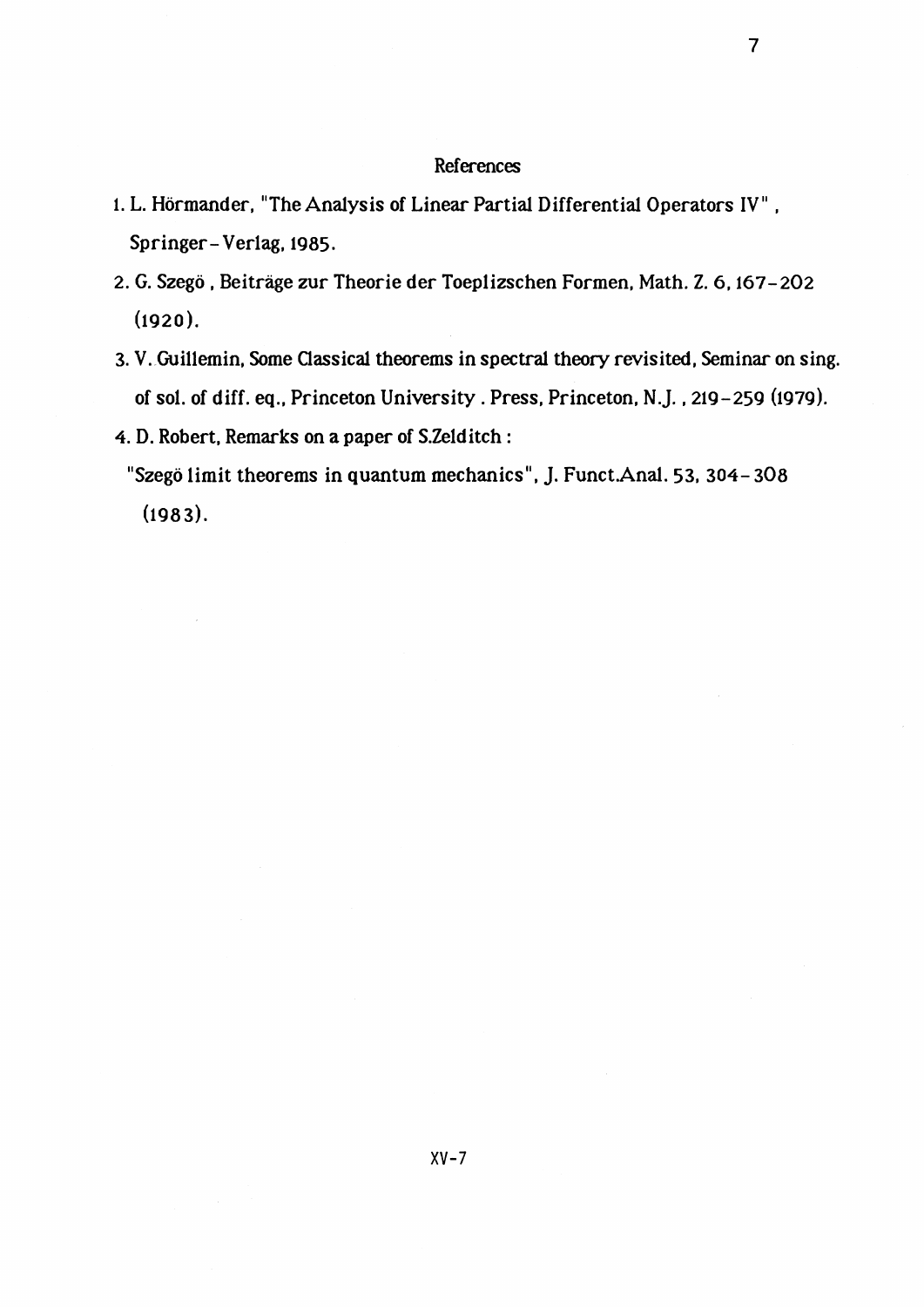## References

1. L. Hörmander, "The Analysis of Linear Partial Differential Operators IV", Springer-Verlag, 1985.
2. G. Szegö, Beiträge zur Theorie der Toeplizschen Formen, Math. Z. 6, 167-202 (1920).
3. V. Guillemin, Some Classical theorems in spectral theory revisited, Seminar on sing. of sol. of diff. eq., Princeton University. Press, Princeton, N.J., 219-259 (1979).
4. D. Robert, Remarks on a paper of S.Zelditch : "Szegö limit theorems in quantum mechanics", J. Funct.Anal. 53, 304-308 (1983).